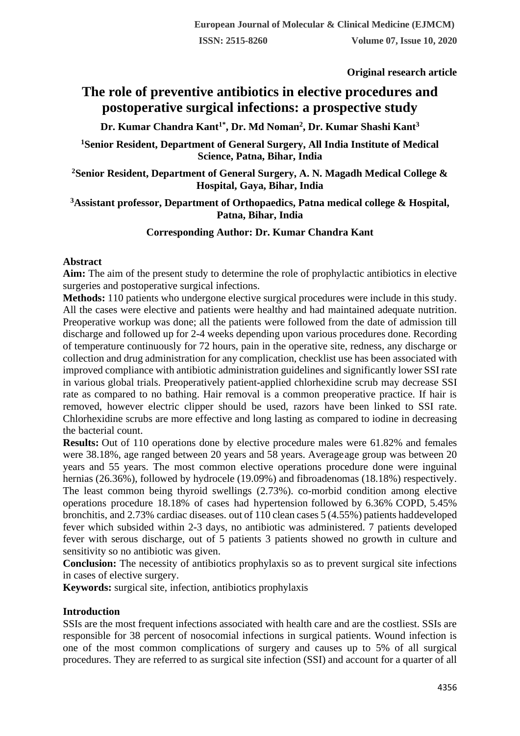Original research article

# The role of preventive antibiotics in elective procedures and postoperative surgical infections: a prospective study

**Dr. Kumar Chandra Kant[1*], Dr. Md Noman[2], Dr. Kumar Shashi Kant[3]**

**[1]Senior Resident, Department of General Surgery, All India Institute of Medical Science, Patna, Bihar, India**

**[2]Senior Resident, Department of General Surgery, A. N. Magadh Medical College & Hospital, Gaya, Bihar, India**

**[3]Assistant professor, Department of Orthopaedics, Patna medical college & Hospital, Patna, Bihar, India**

**Corresponding Author: Dr. Kumar Chandra Kant**

## Abstract

**Aim:** The aim of the present study to determine the role of prophylactic antibiotics in elective surgeries and postoperative surgical infections.

**Methods:** 110 patients who undergone elective surgical procedures were include in this study. All the cases were elective and patients were healthy and had maintained adequate nutrition. Preoperative workup was done; all the patients were followed from the date of admission till discharge and followed up for 2-4 weeks depending upon various procedures done. Recording of temperature continuously for 72 hours, pain in the operative site, redness, any discharge or collection and drug administration for any complication, checklist use has been associated with improved compliance with antibiotic administration guidelines and significantly lower SSI rate in various global trials. Preoperatively patient-applied chlorhexidine scrub may decrease SSI rate as compared to no bathing. Hair removal is a common preoperative practice. If hair is removed, however electric clipper should be used, razors have been linked to SSI rate. Chlorhexidine scrubs are more effective and long lasting as compared to iodine in decreasing the bacterial count.

**Results:** Out of 110 operations done by elective procedure males were 61.82% and females were 38.18%, age ranged between 20 years and 58 years. Averageage group was between 20 years and 55 years. The most common elective operations procedure done were inguinal hernias (26.36%), followed by hydrocele (19.09%) and fibroadenomas (18.18%) respectively. The least common being thyroid swellings (2.73%). co-morbid condition among elective operations procedure 18.18% of cases had hypertension followed by 6.36% COPD, 5.45% bronchitis, and 2.73% cardiac diseases. out of 110 clean cases 5 (4.55%) patients haddeveloped fever which subsided within 2-3 days, no antibiotic was administered. 7 patients developed fever with serous discharge, out of 5 patients 3 patients showed no growth in culture and sensitivity so no antibiotic was given.

**Conclusion:** The necessity of antibiotics prophylaxis so as to prevent surgical site infections in cases of elective surgery.

**Keywords:** surgical site, infection, antibiotics prophylaxis

## Introduction

SSIs are the most frequent infections associated with health care and are the costliest. SSIs are responsible for 38 percent of nosocomial infections in surgical patients. Wound infection is one of the most common complications of surgery and causes up to 5% of all surgical procedures. They are referred to as surgical site infection (SSI) and account for a quarter of all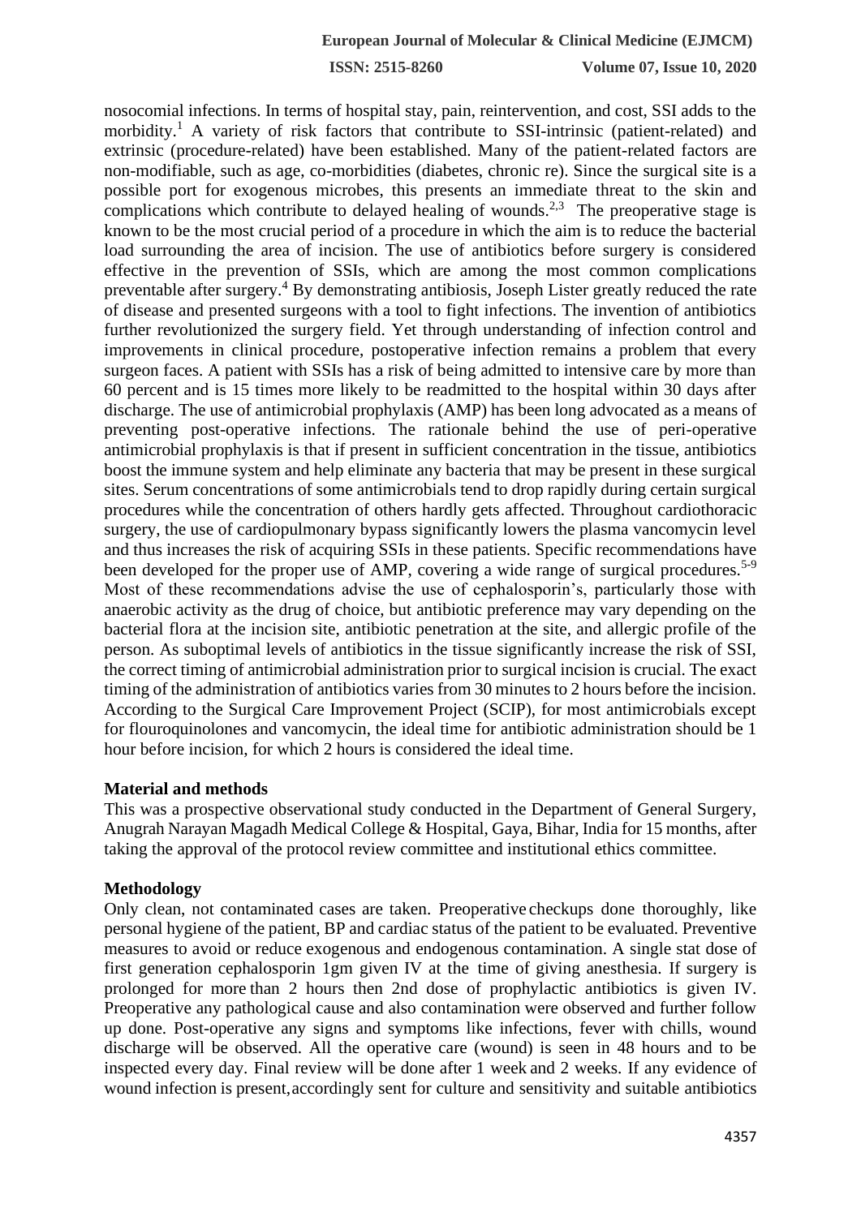nosocomial infections. In terms of hospital stay, pain, reintervention, and cost, SSI adds to the morbidity.[1] A variety of risk factors that contribute to SSI-intrinsic (patient-related) and extrinsic (procedure-related) have been established. Many of the patient-related factors are non-modifiable, such as age, co-morbidities (diabetes, chronic re). Since the surgical site is a possible port for exogenous microbes, this presents an immediate threat to the skin and complications which contribute to delayed healing of wounds.[2,3] The preoperative stage is known to be the most crucial period of a procedure in which the aim is to reduce the bacterial load surrounding the area of incision. The use of antibiotics before surgery is considered effective in the prevention of SSIs, which are among the most common complications preventable after surgery.[4] By demonstrating antibiosis, Joseph Lister greatly reduced the rate of disease and presented surgeons with a tool to fight infections. The invention of antibiotics further revolutionized the surgery field. Yet through understanding of infection control and improvements in clinical procedure, postoperative infection remains a problem that every surgeon faces. A patient with SSIs has a risk of being admitted to intensive care by more than 60 percent and is 15 times more likely to be readmitted to the hospital within 30 days after discharge. The use of antimicrobial prophylaxis (AMP) has been long advocated as a means of preventing post-operative infections. The rationale behind the use of peri-operative antimicrobial prophylaxis is that if present in sufficient concentration in the tissue, antibiotics boost the immune system and help eliminate any bacteria that may be present in these surgical sites. Serum concentrations of some antimicrobials tend to drop rapidly during certain surgical procedures while the concentration of others hardly gets affected. Throughout cardiothoracic surgery, the use of cardiopulmonary bypass significantly lowers the plasma vancomycin level and thus increases the risk of acquiring SSIs in these patients. Specific recommendations have been developed for the proper use of AMP, covering a wide range of surgical procedures.[5-9] Most of these recommendations advise the use of cephalosporin's, particularly those with anaerobic activity as the drug of choice, but antibiotic preference may vary depending on the bacterial flora at the incision site, antibiotic penetration at the site, and allergic profile of the person. As suboptimal levels of antibiotics in the tissue significantly increase the risk of SSI, the correct timing of antimicrobial administration prior to surgical incision is crucial. The exact timing of the administration of antibiotics varies from 30 minutes to 2 hours before the incision. According to the Surgical Care Improvement Project (SCIP), for most antimicrobials except for flouroquinolones and vancomycin, the ideal time for antibiotic administration should be 1 hour before incision, for which 2 hours is considered the ideal time.

**Material and methods**

This was a prospective observational study conducted in the Department of General Surgery, Anugrah Narayan Magadh Medical College & Hospital, Gaya, Bihar, India for 15 months, after taking the approval of the protocol review committee and institutional ethics committee.

**Methodology**

Only clean, not contaminated cases are taken. Preoperative checkups done thoroughly, like personal hygiene of the patient, BP and cardiac status of the patient to be evaluated. Preventive measures to avoid or reduce exogenous and endogenous contamination. A single stat dose of first generation cephalosporin 1gm given IV at the time of giving anesthesia. If surgery is prolonged for more than 2 hours then 2nd dose of prophylactic antibiotics is given IV. Preoperative any pathological cause and also contamination were observed and further follow up done. Post-operative any signs and symptoms like infections, fever with chills, wound discharge will be observed. All the operative care (wound) is seen in 48 hours and to be inspected every day. Final review will be done after 1 week and 2 weeks. If any evidence of wound infection is present, accordingly sent for culture and sensitivity and suitable antibiotics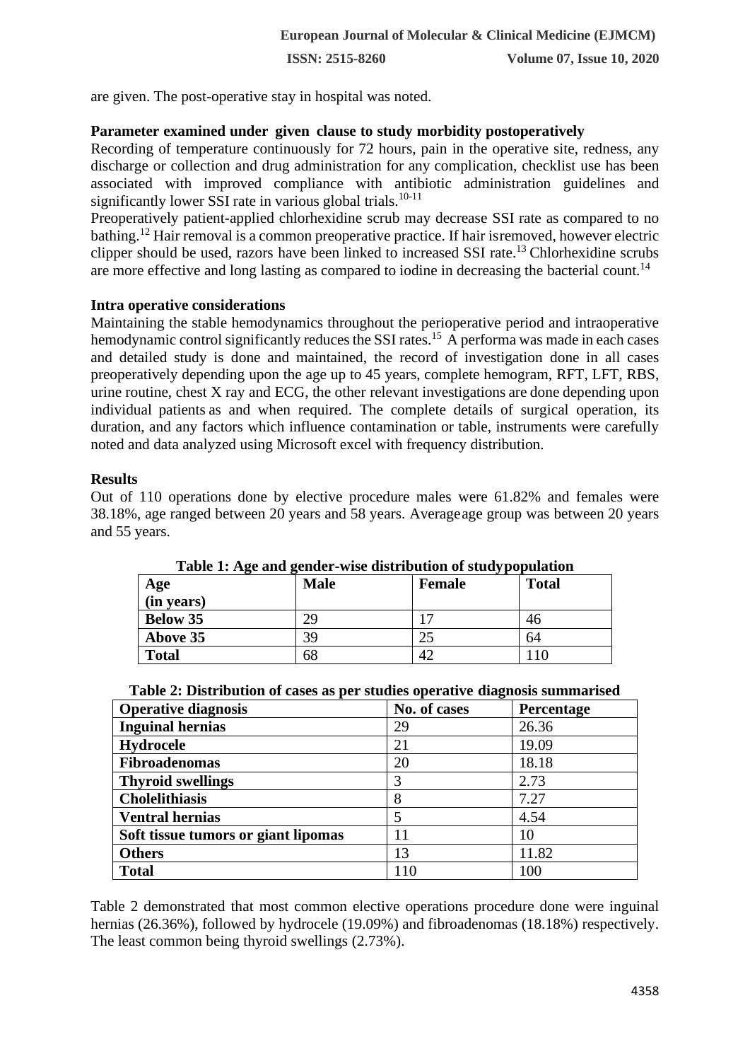are given. The post-operative stay in hospital was noted.

**Parameter examined under given clause to study morbidity postoperatively**

Recording of temperature continuously for 72 hours, pain in the operative site, redness, any discharge or collection and drug administration for any complication, checklist use has been associated with improved compliance with antibiotic administration guidelines and significantly lower SSI rate in various global trials.[10-11]

Preoperatively patient-applied chlorhexidine scrub may decrease SSI rate as compared to no bathing.[12] Hair removal is a common preoperative practice. If hair isremoved, however electric clipper should be used, razors have been linked to increased SSI rate.[13] Chlorhexidine scrubs are more effective and long lasting as compared to iodine in decreasing the bacterial count.[14]

**Intra operative considerations**

Maintaining the stable hemodynamics throughout the perioperative period and intraoperative hemodynamic control significantly reduces the SSI rates.[15] A performa was made in each cases and detailed study is done and maintained, the record of investigation done in all cases preoperatively depending upon the age up to 45 years, complete hemogram, RFT, LFT, RBS, urine routine, chest X ray and ECG, the other relevant investigations are done depending upon individual patients as and when required. The complete details of surgical operation, its duration, and any factors which influence contamination or table, instruments were carefully noted and data analyzed using Microsoft excel with frequency distribution.

**Results**

Out of 110 operations done by elective procedure males were 61.82% and females were 38.18%, age ranged between 20 years and 58 years. Averageage group was between 20 years and 55 years.

**Table 1: Age and gender-wise distribution of studypopulation**

| Age (in years) | Male | Female | Total |
|---|---|---|---|
| **Below 35** | 29 | 17 | 46 |
| **Above 35** | 39 | 25 | 64 |
| **Total** | 68 | 42 | 110 |

**Table 2: Distribution of cases as per studies operative diagnosis summarised**

| Operative diagnosis | No. of cases | Percentage |
|---|---|---|
| **Inguinal hernias** | 29 | 26.36 |
| **Hydrocele** | 21 | 19.09 |
| **Fibroadenomas** | 20 | 18.18 |
| **Thyroid swellings** | 3 | 2.73 |
| **Cholelithiasis** | 8 | 7.27 |
| **Ventral hernias** | 5 | 4.54 |
| **Soft tissue tumors or giant lipomas** | 11 | 10 |
| **Others** | 13 | 11.82 |
| **Total** | 110 | 100 |

Table 2 demonstrated that most common elective operations procedure done were inguinal hernias (26.36%), followed by hydrocele (19.09%) and fibroadenomas (18.18%) respectively. The least common being thyroid swellings (2.73%).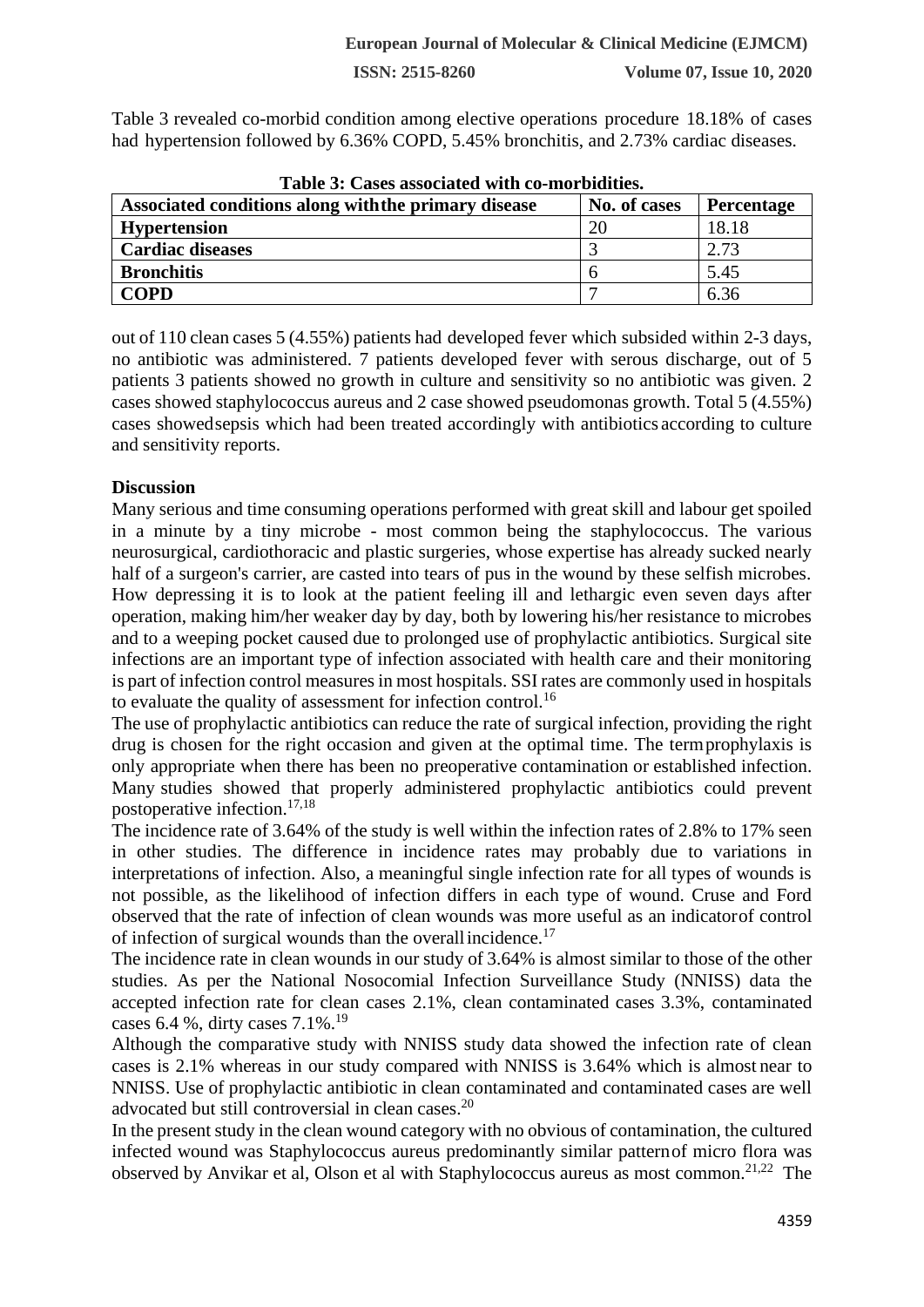Table 3 revealed co-morbid condition among elective operations procedure 18.18% of cases had hypertension followed by 6.36% COPD, 5.45% bronchitis, and 2.73% cardiac diseases.

**Table 3: Cases associated with co-morbidities.**

| Associated conditions along withthe primary disease | No. of cases | Percentage |
|---|---|---|
| **Hypertension** | 20 | 18.18 |
| **Cardiac diseases** | 3 | 2.73 |
| **Bronchitis** | 6 | 5.45 |
| **COPD** | 7 | 6.36 |

out of 110 clean cases 5 (4.55%) patients had developed fever which subsided within 2-3 days, no antibiotic was administered. 7 patients developed fever with serous discharge, out of 5 patients 3 patients showed no growth in culture and sensitivity so no antibiotic was given. 2 cases showed staphylococcus aureus and 2 case showed pseudomonas growth. Total 5 (4.55%) cases showedsepsis which had been treated accordingly with antibiotics according to culture and sensitivity reports.

## Discussion

Many serious and time consuming operations performed with great skill and labour get spoiled in a minute by a tiny microbe - most common being the staphylococcus. The various neurosurgical, cardiothoracic and plastic surgeries, whose expertise has already sucked nearly half of a surgeon's carrier, are casted into tears of pus in the wound by these selfish microbes. How depressing it is to look at the patient feeling ill and lethargic even seven days after operation, making him/her weaker day by day, both by lowering his/her resistance to microbes and to a weeping pocket caused due to prolonged use of prophylactic antibiotics. Surgical site infections are an important type of infection associated with health care and their monitoring is part of infection control measures in most hospitals. SSI rates are commonly used in hospitals to evaluate the quality of assessment for infection control.[16]

The use of prophylactic antibiotics can reduce the rate of surgical infection, providing the right drug is chosen for the right occasion and given at the optimal time. The termprophylaxis is only appropriate when there has been no preoperative contamination or established infection. Many studies showed that properly administered prophylactic antibiotics could prevent postoperative infection.[17,18]

The incidence rate of 3.64% of the study is well within the infection rates of 2.8% to 17% seen in other studies. The difference in incidence rates may probably due to variations in interpretations of infection. Also, a meaningful single infection rate for all types of wounds is not possible, as the likelihood of infection differs in each type of wound. Cruse and Ford observed that the rate of infection of clean wounds was more useful as an indicatorof control of infection of surgical wounds than the overallincidence.[17]

The incidence rate in clean wounds in our study of 3.64% is almost similar to those of the other studies. As per the National Nosocomial Infection Surveillance Study (NNISS) data the accepted infection rate for clean cases 2.1%, clean contaminated cases 3.3%, contaminated cases 6.4 %, dirty cases 7.1%.[19]

Although the comparative study with NNISS study data showed the infection rate of clean cases is 2.1% whereas in our study compared with NNISS is 3.64% which is almost near to NNISS. Use of prophylactic antibiotic in clean contaminated and contaminated cases are well advocated but still controversial in clean cases.[20]

In the present study in the clean wound category with no obvious of contamination, the cultured infected wound was Staphylococcus aureus predominantly similar patternof micro flora was observed by Anvikar et al, Olson et al with Staphylococcus aureus as most common.[21,22] The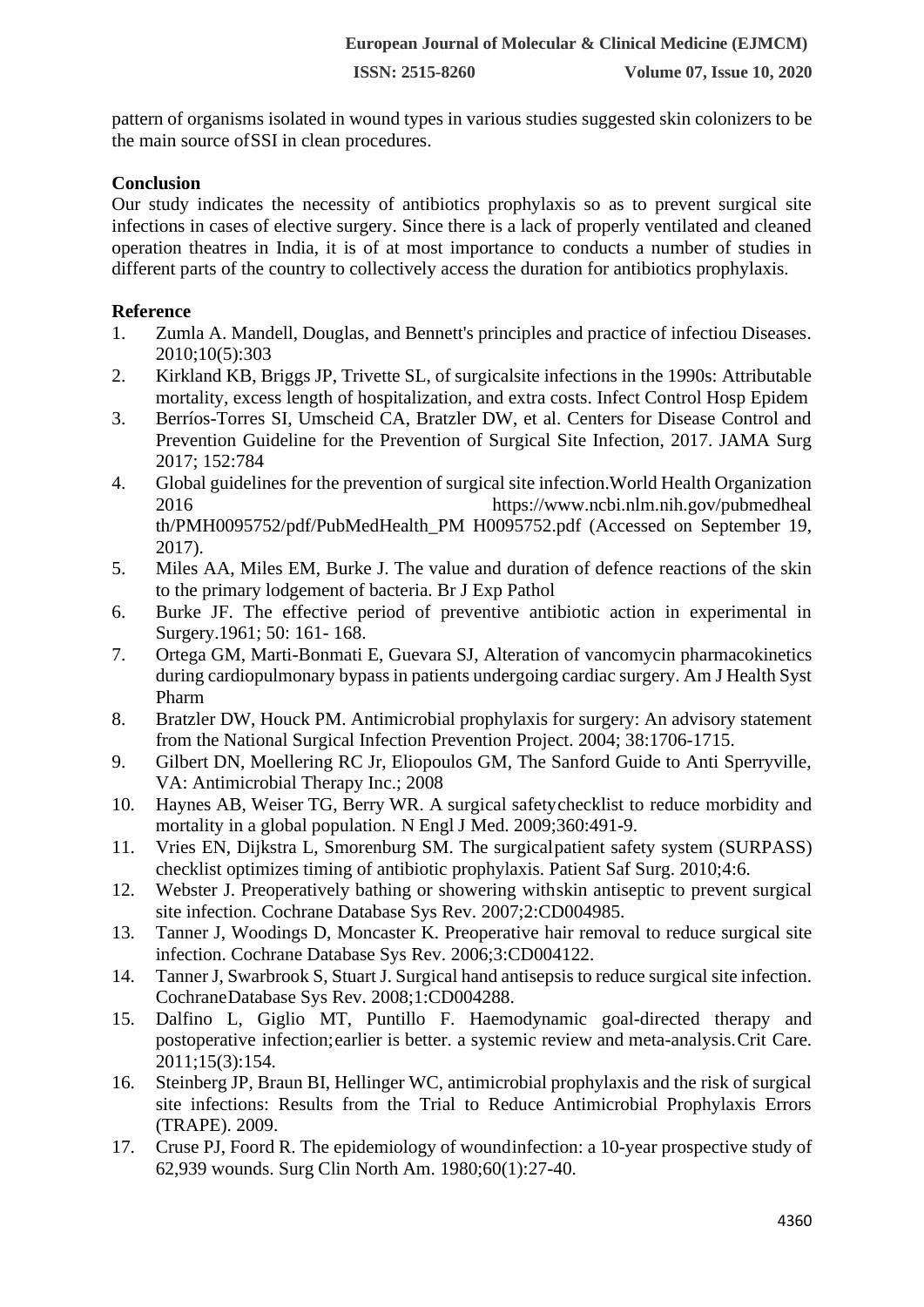pattern of organisms isolated in wound types in various studies suggested skin colonizers to be the main source of SSI in clean procedures.

## Conclusion

Our study indicates the necessity of antibiotics prophylaxis so as to prevent surgical site infections in cases of elective surgery. Since there is a lack of properly ventilated and cleaned operation theatres in India, it is of at most importance to conducts a number of studies in different parts of the country to collectively access the duration for antibiotics prophylaxis.

## Reference

1. Zumla A. Mandell, Douglas, and Bennett's principles and practice of infectiou Diseases. 2010;10(5):303
2. Kirkland KB, Briggs JP, Trivette SL, of surgicalsite infections in the 1990s: Attributable mortality, excess length of hospitalization, and extra costs. Infect Control Hosp Epidem
3. Berríos-Torres SI, Umscheid CA, Bratzler DW, et al. Centers for Disease Control and Prevention Guideline for the Prevention of Surgical Site Infection, 2017. JAMA Surg 2017; 152:784
4. Global guidelines for the prevention of surgical site infection.World Health Organization 2016 https://www.ncbi.nlm.nih.gov/pubmedhealth/PMH0095752/pdf/PubMedHealth_PM H0095752.pdf (Accessed on September 19, 2017).
5. Miles AA, Miles EM, Burke J. The value and duration of defence reactions of the skin to the primary lodgement of bacteria. Br J Exp Pathol
6. Burke JF. The effective period of preventive antibiotic action in experimental in Surgery.1961; 50: 161- 168.
7. Ortega GM, Marti-Bonmati E, Guevara SJ, Alteration of vancomycin pharmacokinetics during cardiopulmonary bypass in patients undergoing cardiac surgery. Am J Health Syst Pharm
8. Bratzler DW, Houck PM. Antimicrobial prophylaxis for surgery: An advisory statement from the National Surgical Infection Prevention Project. 2004; 38:1706-1715.
9. Gilbert DN, Moellering RC Jr, Eliopoulos GM, The Sanford Guide to Anti Sperryville, VA: Antimicrobial Therapy Inc.; 2008
10. Haynes AB, Weiser TG, Berry WR. A surgical safetychecklist to reduce morbidity and mortality in a global population. N Engl J Med. 2009;360:491-9.
11. Vries EN, Dijkstra L, Smorenburg SM. The surgicalpatient safety system (SURPASS) checklist optimizes timing of antibiotic prophylaxis. Patient Saf Surg. 2010;4:6.
12. Webster J. Preoperatively bathing or showering withskin antiseptic to prevent surgical site infection. Cochrane Database Sys Rev. 2007;2:CD004985.
13. Tanner J, Woodings D, Moncaster K. Preoperative hair removal to reduce surgical site infection. Cochrane Database Sys Rev. 2006;3:CD004122.
14. Tanner J, Swarbrook S, Stuart J. Surgical hand antisepsis to reduce surgical site infection. CochraneDatabase Sys Rev. 2008;1:CD004288.
15. Dalfino L, Giglio MT, Puntillo F. Haemodynamic goal-directed therapy and postoperative infection;earlier is better. a systemic review and meta-analysis.Crit Care. 2011;15(3):154.
16. Steinberg JP, Braun BI, Hellinger WC, antimicrobial prophylaxis and the risk of surgical site infections: Results from the Trial to Reduce Antimicrobial Prophylaxis Errors (TRAPE). 2009.
17. Cruse PJ, Foord R. The epidemiology of woundinfection: a 10-year prospective study of 62,939 wounds. Surg Clin North Am. 1980;60(1):27-40.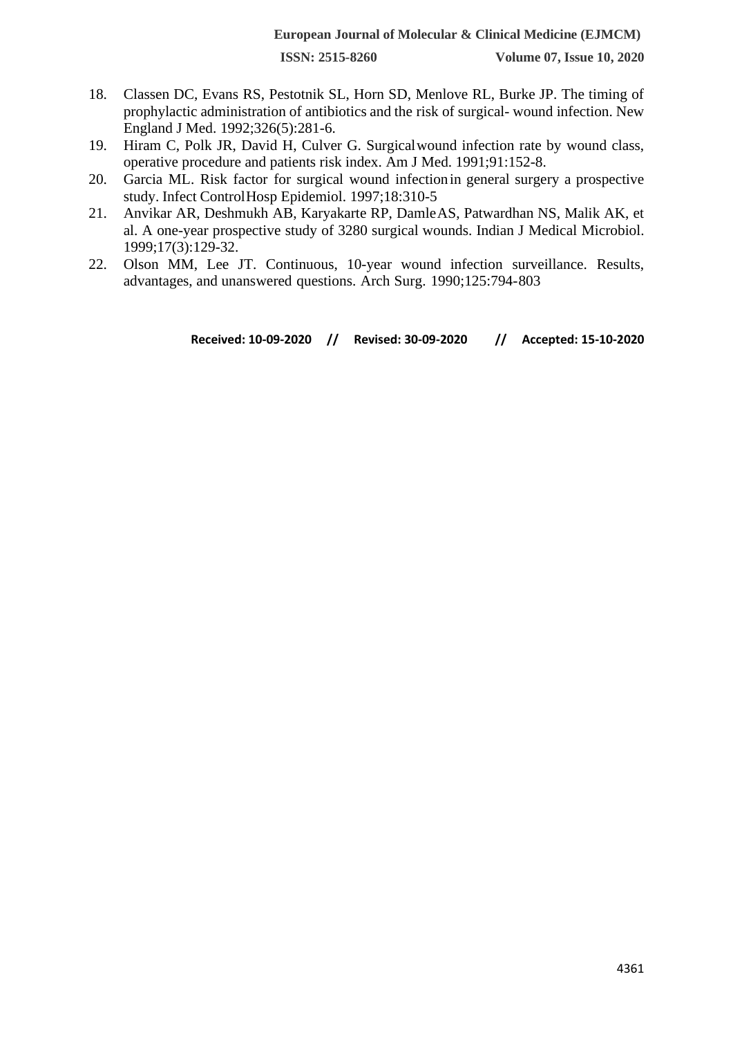18. Classen DC, Evans RS, Pestotnik SL, Horn SD, Menlove RL, Burke JP. The timing of prophylactic administration of antibiotics and the risk of surgical- wound infection. New England J Med. 1992;326(5):281-6.
19. Hiram C, Polk JR, David H, Culver G. Surgicalwound infection rate by wound class, operative procedure and patients risk index. Am J Med. 1991;91:152-8.
20. Garcia ML. Risk factor for surgical wound infectionin general surgery a prospective study. Infect ControlHosp Epidemiol. 1997;18:310-5
21. Anvikar AR, Deshmukh AB, Karyakarte RP, DamleAS, Patwardhan NS, Malik AK, et al. A one-year prospective study of 3280 surgical wounds. Indian J Medical Microbiol. 1999;17(3):129-32.
22. Olson MM, Lee JT. Continuous, 10-year wound infection surveillance. Results, advantages, and unanswered questions. Arch Surg. 1990;125:794-803

**Received: 10-09-2020 // Revised: 30-09-2020 // Accepted: 15-10-2020**